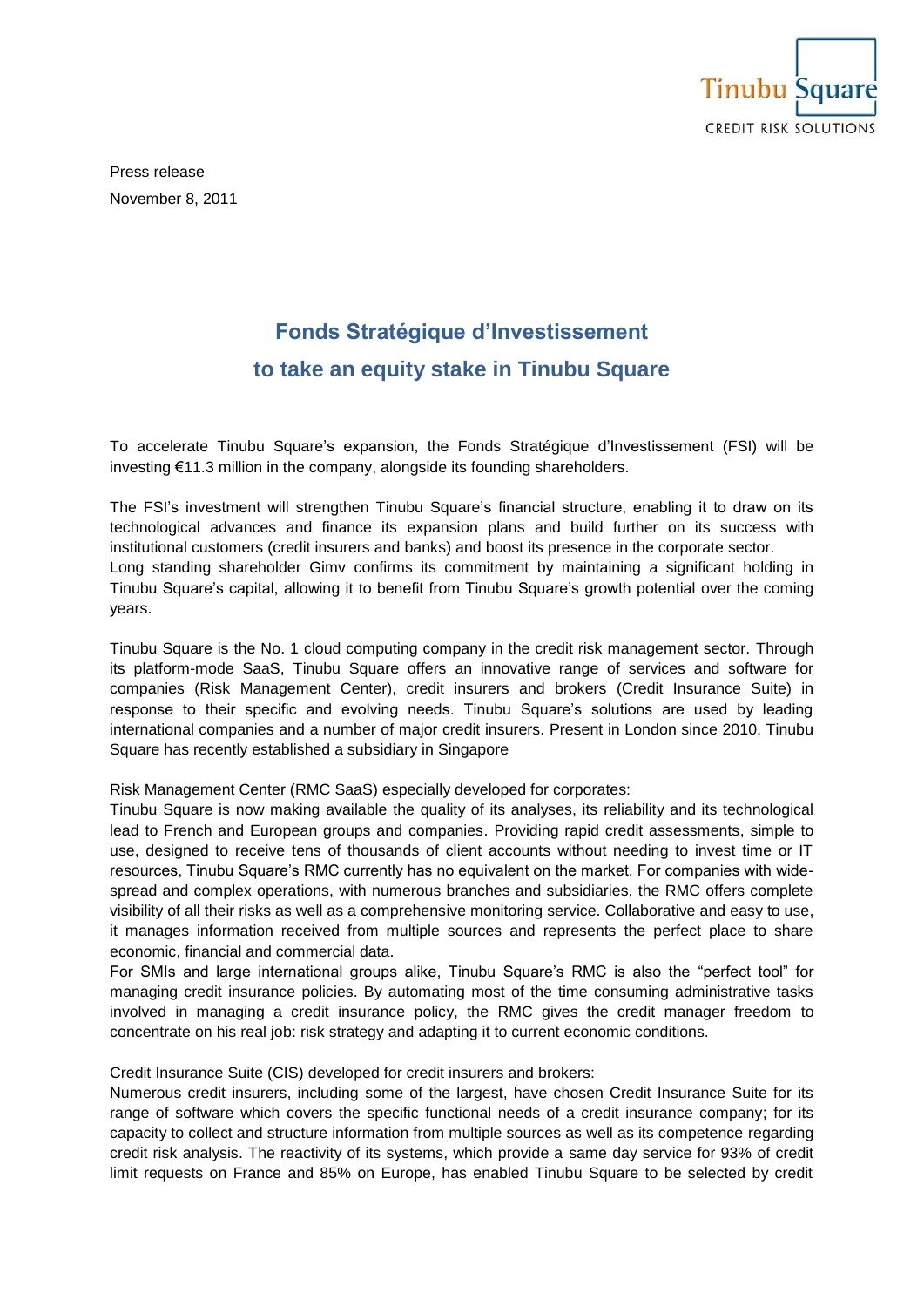Tinubu Square
CREDIT RISK SOLUTIONS

Press release

November 8, 2011

# Fonds Stratégique d'Investissement to take an equity stake in Tinubu Square

To accelerate Tinubu Square's expansion, the Fonds Stratégique d'Investissement (FSI) will be investing €11.3 million in the company, alongside its founding shareholders.

The FSI's investment will strengthen Tinubu Square's financial structure, enabling it to draw on its technological advances and finance its expansion plans and build further on its success with institutional customers (credit insurers and banks) and boost its presence in the corporate sector.
Long standing shareholder Gimv confirms its commitment by maintaining a significant holding in Tinubu Square's capital, allowing it to benefit from Tinubu Square's growth potential over the coming years.

Tinubu Square is the No. 1 cloud computing company in the credit risk management sector. Through its platform-mode SaaS, Tinubu Square offers an innovative range of services and software for companies (Risk Management Center), credit insurers and brokers (Credit Insurance Suite) in response to their specific and evolving needs. Tinubu Square's solutions are used by leading international companies and a number of major credit insurers. Present in London since 2010, Tinubu Square has recently established a subsidiary in Singapore

Risk Management Center (RMC SaaS) especially developed for corporates:
Tinubu Square is now making available the quality of its analyses, its reliability and its technological lead to French and European groups and companies. Providing rapid credit assessments, simple to use, designed to receive tens of thousands of client accounts without needing to invest time or IT resources, Tinubu Square's RMC currently has no equivalent on the market. For companies with wide-spread and complex operations, with numerous branches and subsidiaries, the RMC offers complete visibility of all their risks as well as a comprehensive monitoring service. Collaborative and easy to use, it manages information received from multiple sources and represents the perfect place to share economic, financial and commercial data.
For SMIs and large international groups alike, Tinubu Square's RMC is also the "perfect tool" for managing credit insurance policies. By automating most of the time consuming administrative tasks involved in managing a credit insurance policy, the RMC gives the credit manager freedom to concentrate on his real job: risk strategy and adapting it to current economic conditions.

Credit Insurance Suite (CIS) developed for credit insurers and brokers:
Numerous credit insurers, including some of the largest, have chosen Credit Insurance Suite for its range of software which covers the specific functional needs of a credit insurance company; for its capacity to collect and structure information from multiple sources as well as its competence regarding credit risk analysis. The reactivity of its systems, which provide a same day service for 93% of credit limit requests on France and 85% on Europe, has enabled Tinubu Square to be selected by credit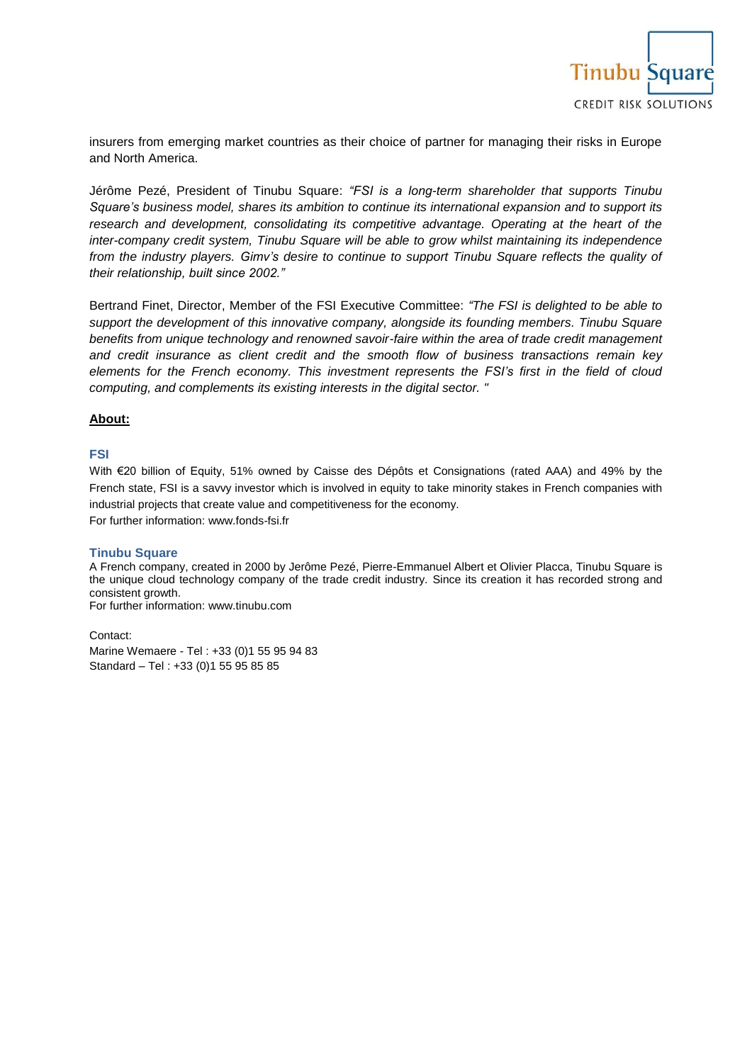insurers from emerging market countries as their choice of partner for managing their risks in Europe and North America.

Jérôme Pezé, President of Tinubu Square: *"FSI is a long-term shareholder that supports Tinubu Square's business model, shares its ambition to continue its international expansion and to support its research and development, consolidating its competitive advantage. Operating at the heart of the inter-company credit system, Tinubu Square will be able to grow whilst maintaining its independence from the industry players. Gimv's desire to continue to support Tinubu Square reflects the quality of their relationship, built since 2002."*

Bertrand Finet, Director, Member of the FSI Executive Committee: *"The FSI is delighted to be able to support the development of this innovative company, alongside its founding members. Tinubu Square benefits from unique technology and renowned savoir-faire within the area of trade credit management and credit insurance as client credit and the smooth flow of business transactions remain key elements for the French economy. This investment represents the FSI's first in the field of cloud computing, and complements its existing interests in the digital sector. "*

**About:**

### FSI

With €20 billion of Equity, 51% owned by Caisse des Dépôts et Consignations (rated AAA) and 49% by the French state, FSI is a savvy investor which is involved in equity to take minority stakes in French companies with industrial projects that create value and competitiveness for the economy.
For further information: www.fonds-fsi.fr

### Tinubu Square

A French company, created in 2000 by Jerôme Pezé, Pierre-Emmanuel Albert et Olivier Placca, Tinubu Square is the unique cloud technology company of the trade credit industry. Since its creation it has recorded strong and consistent growth.
For further information: www.tinubu.com

Contact:
Marine Wemaere - Tel : +33 (0)1 55 95 94 83
Standard – Tel : +33 (0)1 55 95 85 85